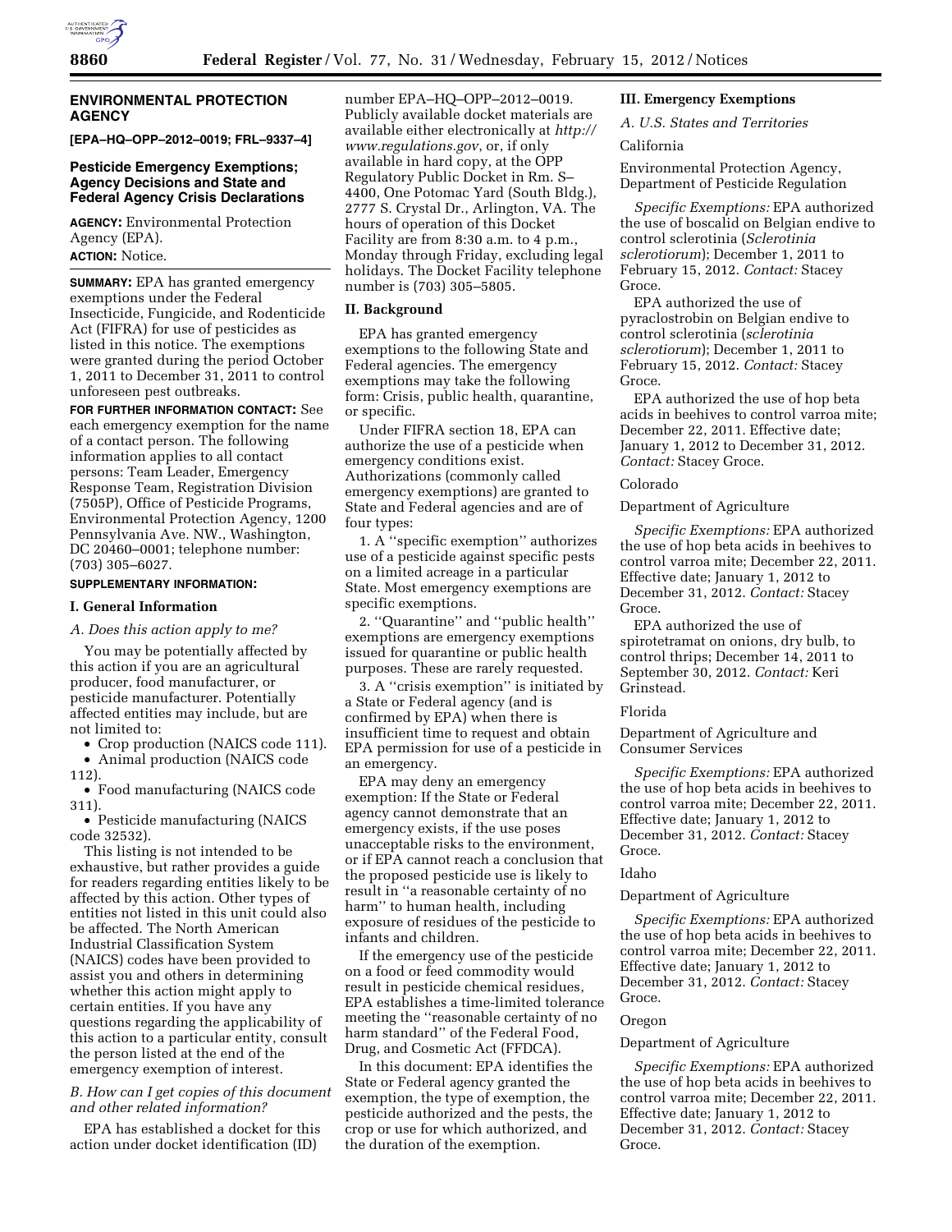## ENVIRONMENTAL PROTECTION AGENCY

**[EPA–HQ–OPP–2012–0019; FRL–9337–4]**

### Pesticide Emergency Exemptions; Agency Decisions and State and Federal Agency Crisis Declarations

**AGENCY:** Environmental Protection Agency (EPA).

**ACTION:** Notice.

**SUMMARY:** EPA has granted emergency exemptions under the Federal Insecticide, Fungicide, and Rodenticide Act (FIFRA) for use of pesticides as listed in this notice. The exemptions were granted during the period October 1, 2011 to December 31, 2011 to control unforeseen pest outbreaks.

**FOR FURTHER INFORMATION CONTACT:** See each emergency exemption for the name of a contact person. The following information applies to all contact persons: Team Leader, Emergency Response Team, Registration Division (7505P), Office of Pesticide Programs, Environmental Protection Agency, 1200 Pennsylvania Ave. NW., Washington, DC 20460–0001; telephone number: (703) 305–6027.

**SUPPLEMENTARY INFORMATION:**

### I. General Information

*A. Does this action apply to me?*

You may be potentially affected by this action if you are an agricultural producer, food manufacturer, or pesticide manufacturer. Potentially affected entities may include, but are not limited to:

- Crop production (NAICS code 111).
- Animal production (NAICS code 112).
- Food manufacturing (NAICS code 311).
- Pesticide manufacturing (NAICS code 32532).

This listing is not intended to be exhaustive, but rather provides a guide for readers regarding entities likely to be affected by this action. Other types of entities not listed in this unit could also be affected. The North American Industrial Classification System (NAICS) codes have been provided to assist you and others in determining whether this action might apply to certain entities. If you have any questions regarding the applicability of this action to a particular entity, consult the person listed at the end of the emergency exemption of interest.

*B. How can I get copies of this document and other related information?*

EPA has established a docket for this action under docket identification (ID) number EPA–HQ–OPP–2012–0019. Publicly available docket materials are available either electronically at *http://www.regulations.gov*, or, if only available in hard copy, at the OPP Regulatory Public Docket in Rm. S–4400, One Potomac Yard (South Bldg.), 2777 S. Crystal Dr., Arlington, VA. The hours of operation of this Docket Facility are from 8:30 a.m. to 4 p.m., Monday through Friday, excluding legal holidays. The Docket Facility telephone number is (703) 305–5805.

### II. Background

EPA has granted emergency exemptions to the following State and Federal agencies. The emergency exemptions may take the following form: Crisis, public health, quarantine, or specific.

Under FIFRA section 18, EPA can authorize the use of a pesticide when emergency conditions exist. Authorizations (commonly called emergency exemptions) are granted to State and Federal agencies and are of four types:

1. A ''specific exemption'' authorizes use of a pesticide against specific pests on a limited acreage in a particular State. Most emergency exemptions are specific exemptions.

2. ''Quarantine'' and ''public health'' exemptions are emergency exemptions issued for quarantine or public health purposes. These are rarely requested.

3. A ''crisis exemption'' is initiated by a State or Federal agency (and is confirmed by EPA) when there is insufficient time to request and obtain EPA permission for use of a pesticide in an emergency.

EPA may deny an emergency exemption: If the State or Federal agency cannot demonstrate that an emergency exists, if the use poses unacceptable risks to the environment, or if EPA cannot reach a conclusion that the proposed pesticide use is likely to result in ''a reasonable certainty of no harm'' to human health, including exposure of residues of the pesticide to infants and children.

If the emergency use of the pesticide on a food or feed commodity would result in pesticide chemical residues, EPA establishes a time-limited tolerance meeting the ''reasonable certainty of no harm standard'' of the Federal Food, Drug, and Cosmetic Act (FFDCA).

In this document: EPA identifies the State or Federal agency granted the exemption, the type of exemption, the pesticide authorized and the pests, the crop or use for which authorized, and the duration of the exemption.

### III. Emergency Exemptions

*A. U.S. States and Territories*

California

Environmental Protection Agency, Department of Pesticide Regulation

*Specific Exemptions:* EPA authorized the use of boscalid on Belgian endive to control sclerotinia (*Sclerotinia sclerotiorum*); December 1, 2011 to February 15, 2012. *Contact:* Stacey Groce.

EPA authorized the use of pyraclostrobin on Belgian endive to control sclerotinia (*sclerotinia sclerotiorum*); December 1, 2011 to February 15, 2012. *Contact:* Stacey Groce.

EPA authorized the use of hop beta acids in beehives to control varroa mite; December 22, 2011. Effective date; January 1, 2012 to December 31, 2012. *Contact:* Stacey Groce.

Colorado

Department of Agriculture

*Specific Exemptions:* EPA authorized the use of hop beta acids in beehives to control varroa mite; December 22, 2011. Effective date; January 1, 2012 to December 31, 2012. *Contact:* Stacey Groce.

EPA authorized the use of spirotetramat on onions, dry bulb, to control thrips; December 14, 2011 to September 30, 2012. *Contact:* Keri Grinstead.

Florida

Department of Agriculture and Consumer Services

*Specific Exemptions:* EPA authorized the use of hop beta acids in beehives to control varroa mite; December 22, 2011. Effective date; January 1, 2012 to December 31, 2012. *Contact:* Stacey Groce.

Idaho

Department of Agriculture

*Specific Exemptions:* EPA authorized the use of hop beta acids in beehives to control varroa mite; December 22, 2011. Effective date; January 1, 2012 to December 31, 2012. *Contact:* Stacey Groce.

Oregon

Department of Agriculture

*Specific Exemptions:* EPA authorized the use of hop beta acids in beehives to control varroa mite; December 22, 2011. Effective date; January 1, 2012 to December 31, 2012. *Contact:* Stacey Groce.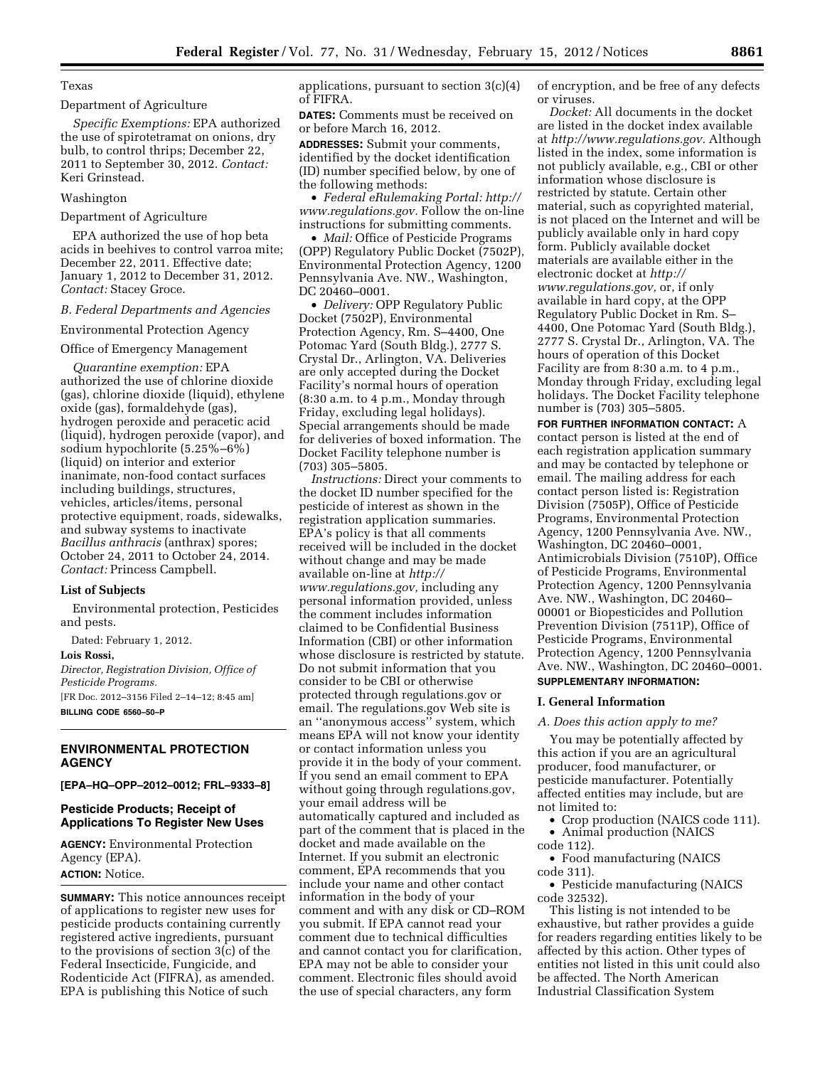Texas

Department of Agriculture

*Specific Exemptions:* EPA authorized the use of spirotetramat on onions, dry bulb, to control thrips; December 22, 2011 to September 30, 2012. *Contact:* Keri Grinstead.

Washington

Department of Agriculture

EPA authorized the use of hop beta acids in beehives to control varroa mite; December 22, 2011. Effective date; January 1, 2012 to December 31, 2012. *Contact:* Stacey Groce.

*B. Federal Departments and Agencies*

Environmental Protection Agency

Office of Emergency Management

*Quarantine exemption:* EPA authorized the use of chlorine dioxide (gas), chlorine dioxide (liquid), ethylene oxide (gas), formaldehyde (gas), hydrogen peroxide and peracetic acid (liquid), hydrogen peroxide (vapor), and sodium hypochlorite (5.25%–6%) (liquid) on interior and exterior inanimate, non-food contact surfaces including buildings, structures, vehicles, articles/items, personal protective equipment, roads, sidewalks, and subway systems to inactivate *Bacillus anthracis* (anthrax) spores; October 24, 2011 to October 24, 2014. *Contact:* Princess Campbell.

**List of Subjects**

Environmental protection, Pesticides and pests.

Dated: February 1, 2012.

**Lois Rossi,**

*Director, Registration Division, Office of Pesticide Programs.*

[FR Doc. 2012–3156 Filed 2–14–12; 8:45 am]

**BILLING CODE 6560–50–P**

---

## ENVIRONMENTAL PROTECTION AGENCY

**[EPA–HQ–OPP–2012–0012; FRL–9333–8]**

### Pesticide Products; Receipt of Applications To Register New Uses

**AGENCY:** Environmental Protection Agency (EPA).

**ACTION:** Notice.

**SUMMARY:** This notice announces receipt of applications to register new uses for pesticide products containing currently registered active ingredients, pursuant to the provisions of section 3(c) of the Federal Insecticide, Fungicide, and Rodenticide Act (FIFRA), as amended. EPA is publishing this Notice of such applications, pursuant to section 3(c)(4) of FIFRA.

**DATES:** Comments must be received on or before March 16, 2012.

**ADDRESSES:** Submit your comments, identified by the docket identification (ID) number specified below, by one of the following methods:

- *Federal eRulemaking Portal: http://www.regulations.gov.* Follow the on-line instructions for submitting comments.
- *Mail:* Office of Pesticide Programs (OPP) Regulatory Public Docket (7502P), Environmental Protection Agency, 1200 Pennsylvania Ave. NW., Washington, DC 20460–0001.
- *Delivery:* OPP Regulatory Public Docket (7502P), Environmental Protection Agency, Rm. S–4400, One Potomac Yard (South Bldg.), 2777 S. Crystal Dr., Arlington, VA. Deliveries are only accepted during the Docket Facility's normal hours of operation (8:30 a.m. to 4 p.m., Monday through Friday, excluding legal holidays). Special arrangements should be made for deliveries of boxed information. The Docket Facility telephone number is (703) 305–5805.

*Instructions:* Direct your comments to the docket ID number specified for the pesticide of interest as shown in the registration application summaries. EPA's policy is that all comments received will be included in the docket without change and may be made available on-line at *http://www.regulations.gov,* including any personal information provided, unless the comment includes information claimed to be Confidential Business Information (CBI) or other information whose disclosure is restricted by statute. Do not submit information that you consider to be CBI or otherwise protected through regulations.gov or email. The regulations.gov Web site is an "anonymous access" system, which means EPA will not know your identity or contact information unless you provide it in the body of your comment. If you send an email comment to EPA without going through regulations.gov, your email address will be automatically captured and included as part of the comment that is placed in the docket and made available on the Internet. If you submit an electronic comment, EPA recommends that you include your name and other contact information in the body of your comment and with any disk or CD–ROM you submit. If EPA cannot read your comment due to technical difficulties and cannot contact you for clarification, EPA may not be able to consider your comment. Electronic files should avoid the use of special characters, any form of encryption, and be free of any defects or viruses.

*Docket:* All documents in the docket are listed in the docket index available at *http://www.regulations.gov.* Although listed in the index, some information is not publicly available, e.g., CBI or other information whose disclosure is restricted by statute. Certain other material, such as copyrighted material, is not placed on the Internet and will be publicly available only in hard copy form. Publicly available docket materials are available either in the electronic docket at *http://www.regulations.gov,* or, if only available in hard copy, at the OPP Regulatory Public Docket in Rm. S–4400, One Potomac Yard (South Bldg.), 2777 S. Crystal Dr., Arlington, VA. The hours of operation of this Docket Facility are from 8:30 a.m. to 4 p.m., Monday through Friday, excluding legal holidays. The Docket Facility telephone number is (703) 305–5805.

**FOR FURTHER INFORMATION CONTACT:** A contact person is listed at the end of each registration application summary and may be contacted by telephone or email. The mailing address for each contact person listed is: Registration Division (7505P), Office of Pesticide Programs, Environmental Protection Agency, 1200 Pennsylvania Ave. NW., Washington, DC 20460–0001, Antimicrobials Division (7510P), Office of Pesticide Programs, Environmental Protection Agency, 1200 Pennsylvania Ave. NW., Washington, DC 20460–00001 or Biopesticides and Pollution Prevention Division (7511P), Office of Pesticide Programs, Environmental Protection Agency, 1200 Pennsylvania Ave. NW., Washington, DC 20460–0001.

**SUPPLEMENTARY INFORMATION:**

#### I. General Information

*A. Does this action apply to me?*

You may be potentially affected by this action if you are an agricultural producer, food manufacturer, or pesticide manufacturer. Potentially affected entities may include, but are not limited to:

- Crop production (NAICS code 111).
- Animal production (NAICS code 112).
- Food manufacturing (NAICS code 311).
- Pesticide manufacturing (NAICS code 32532).

This listing is not intended to be exhaustive, but rather provides a guide for readers regarding entities likely to be affected by this action. Other types of entities not listed in this unit could also be affected. The North American Industrial Classification System